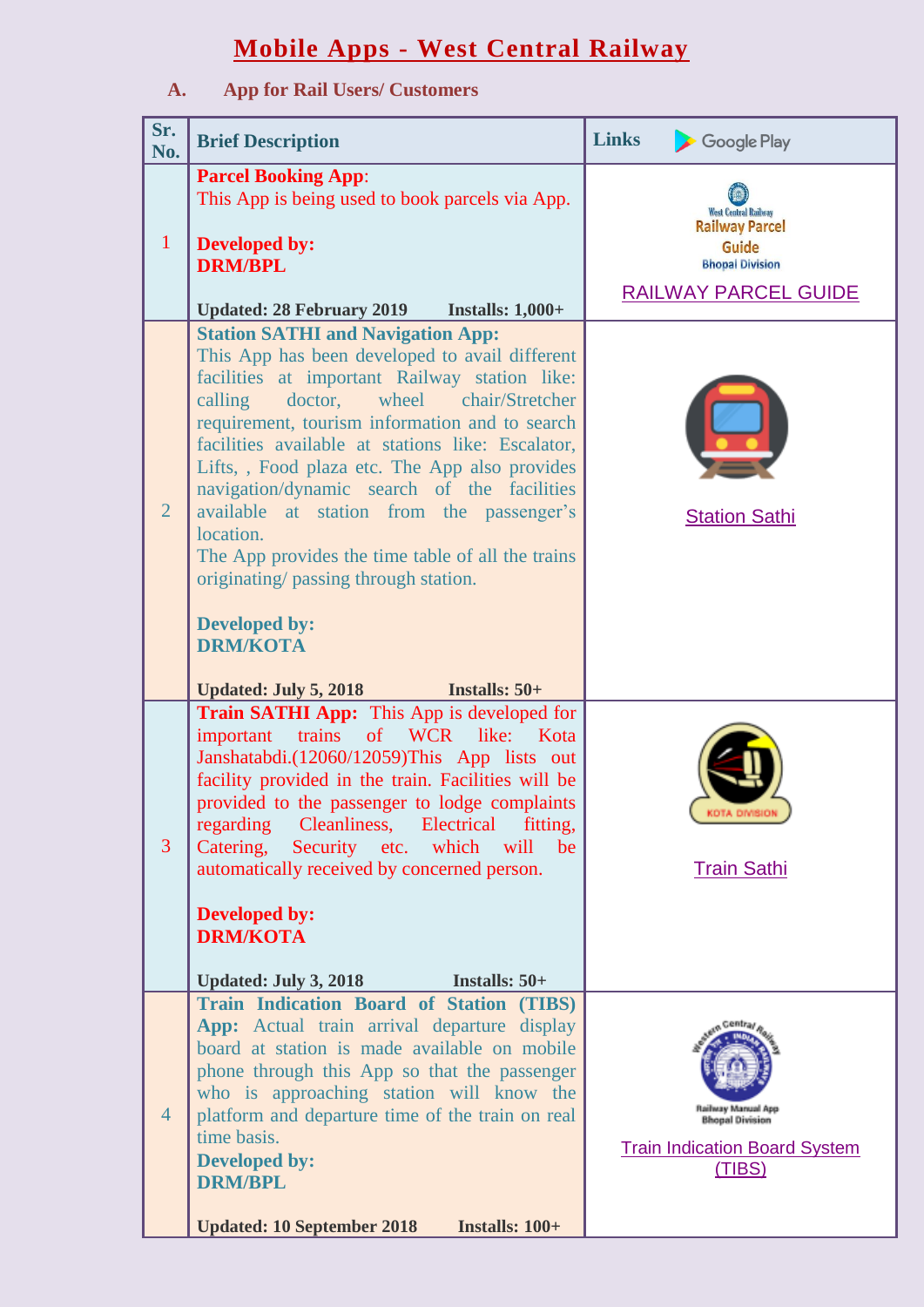# Mobile Apps - West Central Railway

## A. App for Rail Users/ Customers

| Sr. No. | Brief Description | Links Google Play |
|---|---|---|
| 1 | **Parcel Booking App**: This App is being used to book parcels via App.<br><br>**Developed by:**<br>**DRM/BPL**<br><br>**Updated: 28 February 2019** **Installs: 1,000+** | West Central Railway Railway Parcel Guide Bhopal Division<br>RAILWAY PARCEL GUIDE |
| 2 | **Station SATHI and Navigation App:** This App has been developed to avail different facilities at important Railway station like: calling doctor, wheel chair/Stretcher requirement, tourism information and to search facilities available at stations like: Escalator, Lifts, , Food plaza etc. The App also provides navigation/dynamic search of the facilities available at station from the passenger's location.<br>The App provides the time table of all the trains originating/ passing through station.<br><br>**Developed by:**<br>**DRM/KOTA**<br><br>**Updated: July 5, 2018** **Installs: 50+** | Station Sathi |
| 3 | **Train SATHI App:** This App is developed for important trains of WCR like: Kota Janshatabdi.(12060/12059)This App lists out facility provided in the train. Facilities will be provided to the passenger to lodge complaints regarding Cleanliness, Electrical fitting, Catering, Security etc. which will be automatically received by concerned person.<br><br>**Developed by:**<br>**DRM/KOTA**<br><br>**Updated: July 3, 2018** **Installs: 50+** | KOTA DIVISION<br>Train Sathi |
| 4 | **Train Indication Board of Station (TIBS) App:** Actual train arrival departure display board at station is made available on mobile phone through this App so that the passenger who is approaching station will know the platform and departure time of the train on real time basis.<br>**Developed by:**<br>**DRM/BPL**<br><br>**Updated: 10 September 2018** **Installs: 100+** | Western Central Railway Railway Manual App Bhopal Division<br>Train Indication Board System (TIBS) |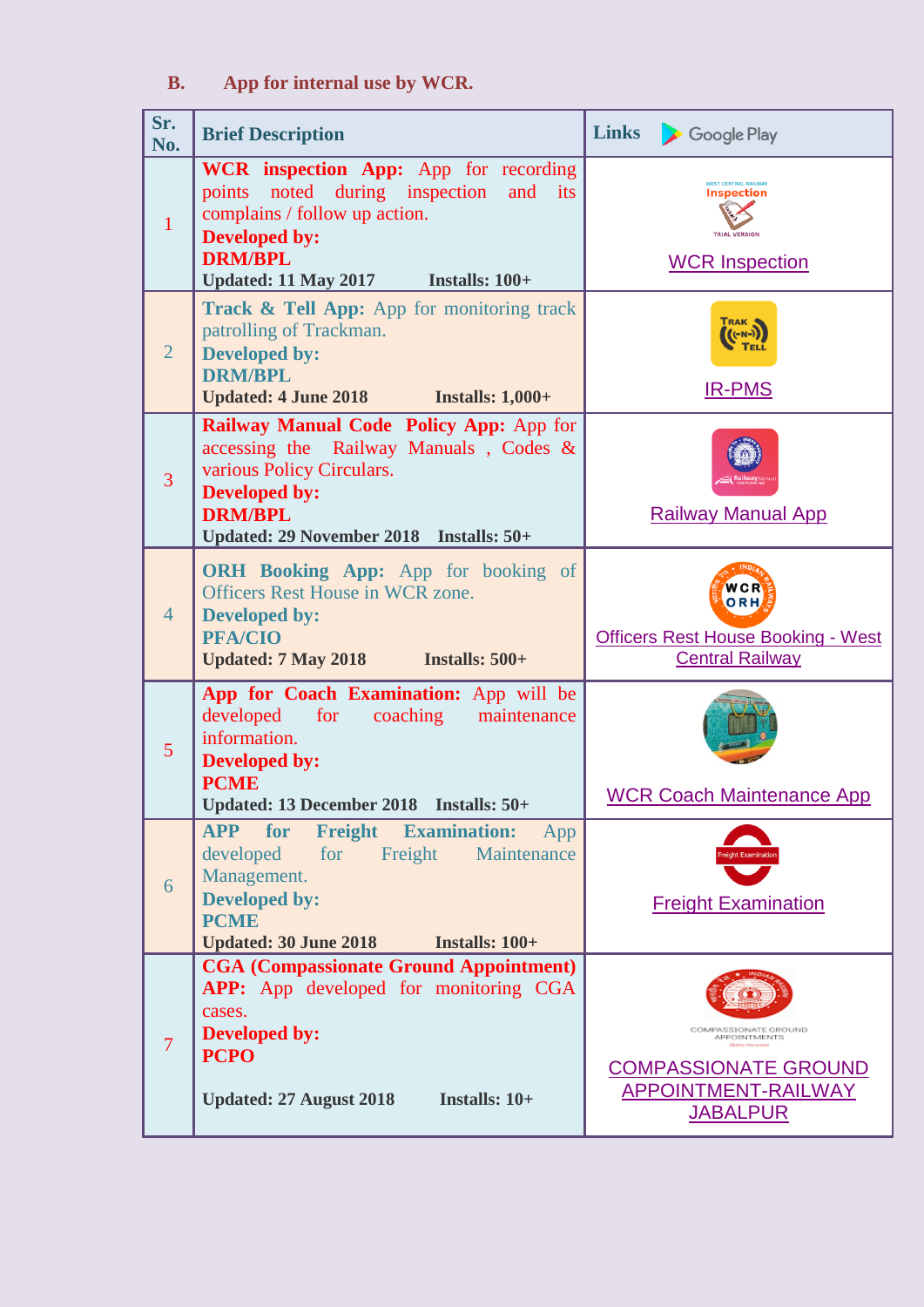### B. App for internal use by WCR.

| Sr. No. | Brief Description | Links Google Play |
|---|---|---|
| 1 | **WCR inspection App:** App for recording points noted during inspection and its complains / follow up action.<br>**Developed by:**<br>**DRM/BPL**<br>**Updated: 11 May 2017 Installs: 100+** | WCR Inspection |
| 2 | **Track & Tell App:** App for monitoring track patrolling of Trackman.<br>**Developed by:**<br>**DRM/BPL**<br>**Updated: 4 June 2018 Installs: 1,000+** | IR-PMS |
| 3 | **Railway Manual Code Policy App:** App for accessing the Railway Manuals , Codes & various Policy Circulars.<br>**Developed by:**<br>**DRM/BPL**<br>**Updated: 29 November 2018 Installs: 50+** | Railway Manual App |
| 4 | **ORH Booking App:** App for booking of Officers Rest House in WCR zone.<br>**Developed by:**<br>**PFA/CIO**<br>**Updated: 7 May 2018 Installs: 500+** | Officers Rest House Booking - West Central Railway |
| 5 | **App for Coach Examination:** App will be developed for coaching maintenance information.<br>**Developed by:**<br>**PCME**<br>**Updated: 13 December 2018 Installs: 50+** | WCR Coach Maintenance App |
| 6 | **APP for Freight Examination:** App developed for Freight Maintenance Management.<br>**Developed by:**<br>**PCME**<br>**Updated: 30 June 2018 Installs: 100+** | Freight Examination |
| 7 | **CGA (Compassionate Ground Appointment) APP:** App developed for monitoring CGA cases.<br>**Developed by:**<br>**PCPO**<br>**Updated: 27 August 2018 Installs: 10+** | COMPASSIONATE GROUND APPOINTMENT-RAILWAY JABALPUR |